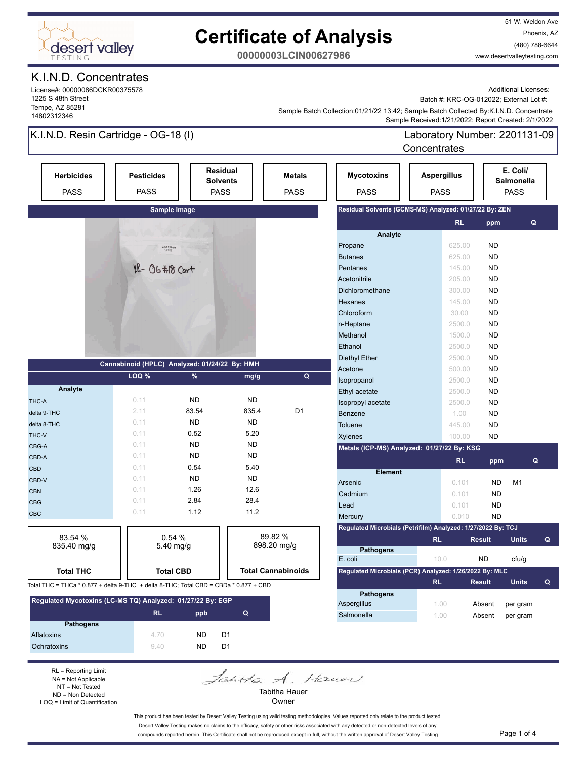# Certificate of Analysis

**00000003LCIN00627986**

51 W. Weldon Ave
Phoenix, AZ
(480) 788-6644
www.desertvalleytesting.com

## K.I.N.D. Concentrates

License#: 00000086DCKR00375578
1225 S 48th Street
Tempe, AZ 85281
14802312346

Additional Licenses:
Batch #: KRC-OG-012022; External Lot #:
Sample Batch Collection:01/21/22 13:42; Sample Batch Collected By:K.I.N.D. Concentrate
Sample Received:1/21/2022; Report Created: 2/1/2022

## K.I.N.D. Resin Cartridge - OG-18 (I)

Laboratory Number: 2201131-09
Concentrates

| Herbicides | Pesticides | Residual Solvents | Metals | Mycotoxins | Aspergillus | E. Coli/ Salmonella |
|---|---|---|---|---|---|---|
| PASS | PASS | PASS | PASS | PASS | PASS | PASS |

**Sample Image**

### Cannabinoid (HPLC) Analyzed: 01/24/22 By: HMH

| Analyte | LOQ % | % | mg/g | Q |
|---|---|---|---|---|
| THC-A | 0.11 | ND | ND | |
| delta 9-THC | 2.11 | 83.54 | 835.4 | D1 |
| delta 8-THC | 0.11 | ND | ND | |
| THC-V | 0.11 | 0.52 | 5.20 | |
| CBG-A | 0.11 | ND | ND | |
| CBD-A | 0.11 | ND | ND | |
| CBD | 0.11 | 0.54 | 5.40 | |
| CBD-V | 0.11 | ND | ND | |
| CBN | 0.11 | 1.26 | 12.6 | |
| CBG | 0.11 | 2.84 | 28.4 | |
| CBC | 0.11 | 1.12 | 11.2 | |

| Total THC | Total CBD | Total Cannabinoids |
|---|---|---|
| 83.54 % 835.40 mg/g | 0.54 % 5.40 mg/g | 89.82 % 898.20 mg/g |

Total THC = THCa * 0.877 + delta 9-THC + delta 8-THC; Total CBD = CBDa * 0.877 + CBD

### Regulated Mycotoxins (LC-MS TQ) Analyzed: 01/27/22 By: EGP

| Pathogens | RL | ppb | Q |
|---|---|---|---|
| Aflatoxins | 4.70 | ND | D1 |
| Ochratoxins | 9.40 | ND | D1 |

### Residual Solvents (GCMS-MS) Analyzed: 01/27/22 By: ZEN

| Analyte | RL | ppm | Q |
|---|---|---|---|
| Propane | 625.00 | ND | |
| Butanes | 625.00 | ND | |
| Pentanes | 145.00 | ND | |
| Acetonitrile | 205.00 | ND | |
| Dichloromethane | 300.00 | ND | |
| Hexanes | 145.00 | ND | |
| Chloroform | 30.00 | ND | |
| n-Heptane | 2500.0 | ND | |
| Methanol | 1500.0 | ND | |
| Ethanol | 2500.0 | ND | |
| Diethyl Ether | 2500.0 | ND | |
| Acetone | 500.00 | ND | |
| Isopropanol | 2500.0 | ND | |
| Ethyl acetate | 2500.0 | ND | |
| Isopropyl acetate | 2500.0 | ND | |
| Benzene | 1.00 | ND | |
| Toluene | 445.00 | ND | |
| Xylenes | 100.00 | ND | |

### Metals (ICP-MS) Analyzed: 01/27/22 By: KSG

| Element | RL | ppm | Q |
|---|---|---|---|
| Arsenic | 0.101 | ND | M1 |
| Cadmium | 0.101 | ND | |
| Lead | 0.101 | ND | |
| Mercury | 0.010 | ND | |

### Regulated Microbials (Petrifilm) Analyzed: 01/27/2022 By: TCJ

| Pathogens | RL | Result | Units | Q |
|---|---|---|---|---|
| E. coli | 10.0 | ND | cfu/g | |

### Regulated Microbials (PCR) Analyzed: 1/26/2022 By: MLC

| Pathogens | RL | Result | Units | Q |
|---|---|---|---|---|
| Aspergillus | 1.00 | Absent | per gram | |
| Salmonella | 1.00 | Absent | per gram | |

RL = Reporting Limit
NA = Not Applicable
NT = Not Tested
ND = Non Detected
LOQ = Limit of Quantification

Tabitha Hauer
Owner

This product has been tested by Desert Valley Testing using valid testing methodologies. Values reported only relate to the product tested. Desert Valley Testing makes no claims to the efficacy, safety or other risks associated with any detected or non-detected levels of any compounds reported herein. This Certificate shall not be reproduced except in full, without the written approval of Desert Valley Testing.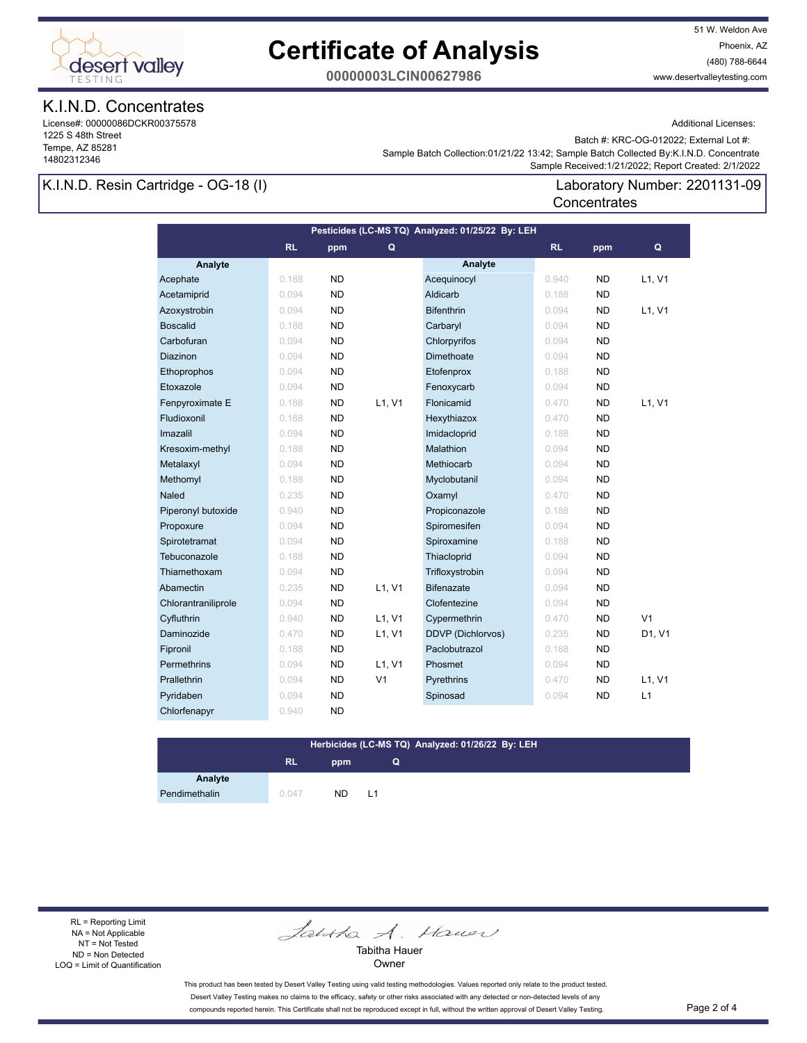# Certificate of Analysis

**00000003LCIN00627986**

51 W. Weldon Ave
Phoenix, AZ
(480) 788-6644
www.desertvalleytesting.com

## K.I.N.D. Concentrates

License#: 00000086DCKR00375578
1225 S 48th Street
Tempe, AZ 85281
14802312346

Additional Licenses:

Batch #: KRC-OG-012022; External Lot #:
Sample Batch Collection:01/21/22 13:42; Sample Batch Collected By:K.I.N.D. Concentrate
Sample Received:1/21/2022; Report Created: 2/1/2022

## K.I.N.D. Resin Cartridge - OG-18 (I)

Laboratory Number: 2201131-09
Concentrates

**Pesticides (LC-MS TQ) Analyzed: 01/25/22 By: LEH**

| Analyte | RL | ppm | Q | Analyte | RL | ppm | Q |
|---|---|---|---|---|---|---|---|
| Acephate | 0.188 | ND | | Acequinocyl | 0.940 | ND | L1, V1 |
| Acetamiprid | 0.094 | ND | | Aldicarb | 0.188 | ND | |
| Azoxystrobin | 0.094 | ND | | Bifenthrin | 0.094 | ND | L1, V1 |
| Boscalid | 0.188 | ND | | Carbaryl | 0.094 | ND | |
| Carbofuran | 0.094 | ND | | Chlorpyrifos | 0.094 | ND | |
| Diazinon | 0.094 | ND | | Dimethoate | 0.094 | ND | |
| Ethoprophos | 0.094 | ND | | Etofenprox | 0.188 | ND | |
| Etoxazole | 0.094 | ND | | Fenoxycarb | 0.094 | ND | |
| Fenpyroximate E | 0.188 | ND | L1, V1 | Flonicamid | 0.470 | ND | L1, V1 |
| Fludioxonil | 0.188 | ND | | Hexythiazox | 0.470 | ND | |
| Imazalil | 0.094 | ND | | Imidacloprid | 0.188 | ND | |
| Kresoxim-methyl | 0.188 | ND | | Malathion | 0.094 | ND | |
| Metalaxyl | 0.094 | ND | | Methiocarb | 0.094 | ND | |
| Methomyl | 0.188 | ND | | Myclobutanil | 0.094 | ND | |
| Naled | 0.235 | ND | | Oxamyl | 0.470 | ND | |
| Piperonyl butoxide | 0.940 | ND | | Propiconazole | 0.188 | ND | |
| Propoxure | 0.094 | ND | | Spiromesifen | 0.094 | ND | |
| Spirotetramat | 0.094 | ND | | Spiroxamine | 0.188 | ND | |
| Tebuconazole | 0.188 | ND | | Thiacloprid | 0.094 | ND | |
| Thiamethoxam | 0.094 | ND | | Trifloxystrobin | 0.094 | ND | |
| Abamectin | 0.235 | ND | L1, V1 | Bifenazate | 0.094 | ND | |
| Chlorantraniliprole | 0.094 | ND | | Clofentezine | 0.094 | ND | |
| Cyfluthrin | 0.940 | ND | L1, V1 | Cypermethrin | 0.470 | ND | V1 |
| Daminozide | 0.470 | ND | L1, V1 | DDVP (Dichlorvos) | 0.235 | ND | D1, V1 |
| Fipronil | 0.188 | ND | | Paclobutrazol | 0.188 | ND | |
| Permethrins | 0.094 | ND | L1, V1 | Phosmet | 0.094 | ND | |
| Prallethrin | 0.094 | ND | V1 | Pyrethrins | 0.470 | ND | L1, V1 |
| Pyridaben | 0.094 | ND | | Spinosad | 0.094 | ND | L1 |
| Chlorfenapyr | 0.940 | ND | | | | | |

**Herbicides (LC-MS TQ) Analyzed: 01/26/22 By: LEH**

| Analyte | RL | ppm | Q |
|---|---|---|---|
| Pendimethalin | 0.047 | ND | L1 |

RL = Reporting Limit
NA = Not Applicable
NT = Not Tested
ND = Non Detected
LOQ = Limit of Quantification

Tabitha Hauer
Owner

This product has been tested by Desert Valley Testing using valid testing methodologies. Values reported only relate to the product tested. Desert Valley Testing makes no claims to the efficacy, safety or other risks associated with any detected or non-detected levels of any compounds reported herein. This Certificate shall not be reproduced except in full, without the written approval of Desert Valley Testing.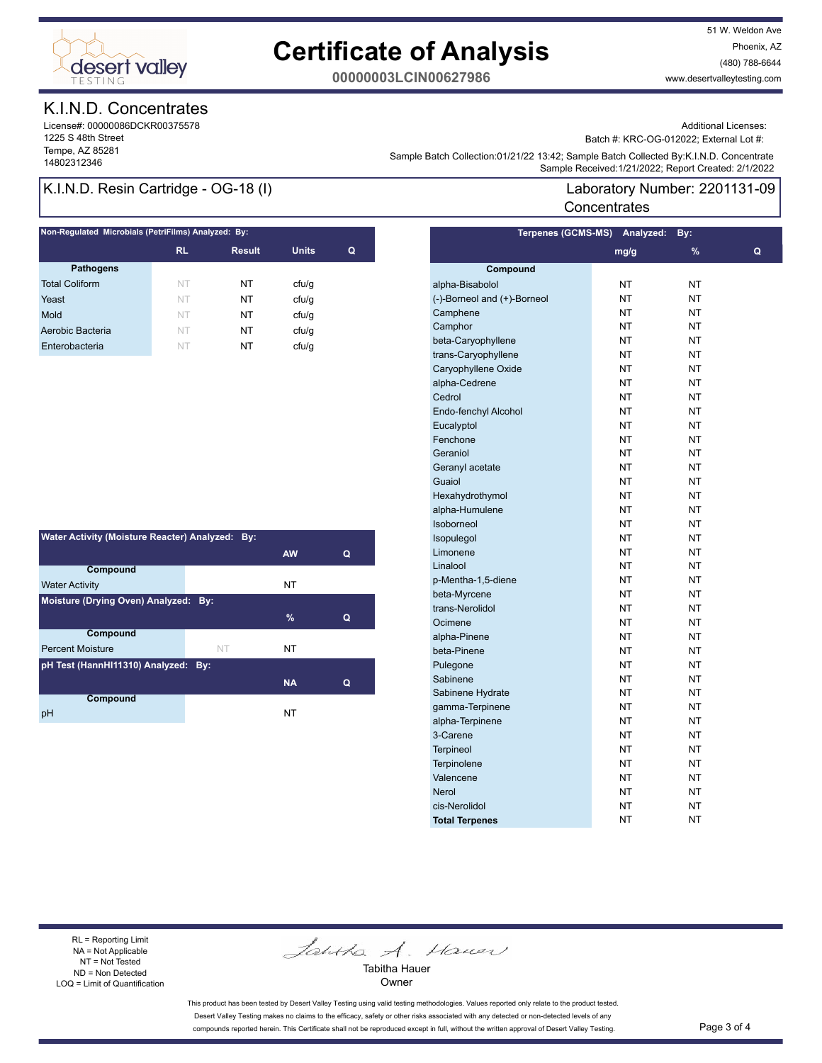# Certificate of Analysis

**00000003LCIN00627986**

51 W. Weldon Ave
Phoenix, AZ
(480) 788-6644
www.desertvalleytesting.com

## K.I.N.D. Concentrates

License#: 00000086DCKR00375578
1225 S 48th Street
Tempe, AZ 85281
14802312346

Additional Licenses:
Batch #: KRC-OG-012022; External Lot #:
Sample Batch Collection:01/21/22 13:42; Sample Batch Collected By:K.I.N.D. Concentrate
Sample Received:1/21/2022; Report Created: 2/1/2022

## K.I.N.D. Resin Cartridge - OG-18 (I)

Laboratory Number: 2201131-09
Concentrates

### Non-Regulated Microbials (PetriFilms) Analyzed: By:

| Pathogens | RL | Result | Units | Q |
|---|---|---|---|---|
| Total Coliform | NT | NT | cfu/g | |
| Yeast | NT | NT | cfu/g | |
| Mold | NT | NT | cfu/g | |
| Aerobic Bacteria | NT | NT | cfu/g | |
| Enterobacteria | NT | NT | cfu/g | |

### Water Activity (Moisture Reacter) Analyzed: By:

| Compound | | AW | Q |
|---|---|---|---|
| Water Activity | | NT | |

### Moisture (Drying Oven) Analyzed: By:

| Compound | | % | Q |
|---|---|---|---|
| Percent Moisture | NT | NT | |

### pH Test (HannHI11310) Analyzed: By:

| Compound | | NA | Q |
|---|---|---|---|
| pH | | NT | |

### Terpenes (GCMS-MS) Analyzed: By:

| Compound | mg/g | % | Q |
|---|---|---|---|
| alpha-Bisabolol | NT | NT | |
| (-)-Borneol and (+)-Borneol | NT | NT | |
| Camphene | NT | NT | |
| Camphor | NT | NT | |
| beta-Caryophyllene | NT | NT | |
| trans-Caryophyllene | NT | NT | |
| Caryophyllene Oxide | NT | NT | |
| alpha-Cedrene | NT | NT | |
| Cedrol | NT | NT | |
| Endo-fenchyl Alcohol | NT | NT | |
| Eucalyptol | NT | NT | |
| Fenchone | NT | NT | |
| Geraniol | NT | NT | |
| Geranyl acetate | NT | NT | |
| Guaiol | NT | NT | |
| Hexahydrothymol | NT | NT | |
| alpha-Humulene | NT | NT | |
| Isoborneol | NT | NT | |
| Isopulegol | NT | NT | |
| Limonene | NT | NT | |
| Linalool | NT | NT | |
| p-Mentha-1,5-diene | NT | NT | |
| beta-Myrcene | NT | NT | |
| trans-Nerolidol | NT | NT | |
| Ocimene | NT | NT | |
| alpha-Pinene | NT | NT | |
| beta-Pinene | NT | NT | |
| Pulegone | NT | NT | |
| Sabinene | NT | NT | |
| Sabinene Hydrate | NT | NT | |
| gamma-Terpinene | NT | NT | |
| alpha-Terpinene | NT | NT | |
| 3-Carene | NT | NT | |
| Terpineol | NT | NT | |
| Terpinolene | NT | NT | |
| Valencene | NT | NT | |
| Nerol | NT | NT | |
| cis-Nerolidol | NT | NT | |
| **Total Terpenes** | NT | NT | |

RL = Reporting Limit
NA = Not Applicable
NT = Not Tested
ND = Non Detected
LOQ = Limit of Quantification

Tabitha Hauer
Owner

This product has been tested by Desert Valley Testing using valid testing methodologies. Values reported only relate to the product tested. Desert Valley Testing makes no claims to the efficacy, safety or other risks associated with any detected or non-detected levels of any compounds reported herein. This Certificate shall not be reproduced except in full, without the written approval of Desert Valley Testing.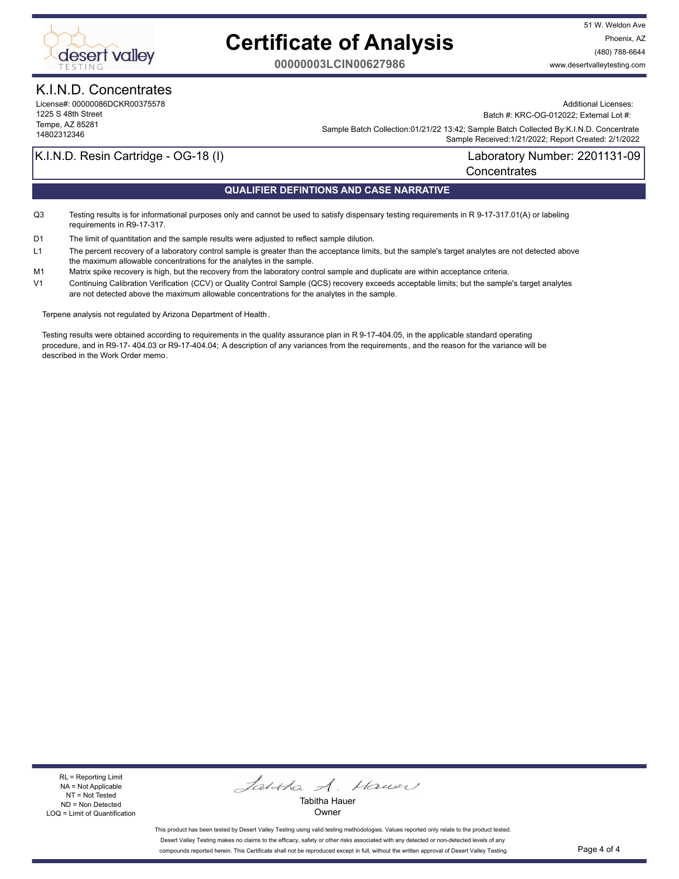# Certificate of Analysis

**00000003LCIN00627986**

51 W. Weldon Ave
Phoenix, AZ
(480) 788-6644
www.desertvalleytesting.com

## K.I.N.D. Concentrates

License#: 00000086DCKR00375578
1225 S 48th Street
Tempe, AZ 85281
14802312346

Additional Licenses:
Batch #: KRC-OG-012022; External Lot #:
Sample Batch Collection:01/21/22 13:42; Sample Batch Collected By:K.I.N.D. Concentrate
Sample Received:1/21/2022; Report Created: 2/1/2022

**K.I.N.D. Resin Cartridge - OG-18 (I)**

Laboratory Number: 2201131-09
Concentrates

### QUALIFIER DEFINTIONS AND CASE NARRATIVE

| | |
|---|---|
| Q3 | Testing results is for informational purposes only and cannot be used to satisfy dispensary testing requirements in R 9-17-317.01(A) or labeling requirements in R9-17-317. |
| D1 | The limit of quantitation and the sample results were adjusted to reflect sample dilution. |
| L1 | The percent recovery of a laboratory control sample is greater than the acceptance limits, but the sample's target analytes are not detected above the maximum allowable concentrations for the analytes in the sample. |
| M1 | Matrix spike recovery is high, but the recovery from the laboratory control sample and duplicate are within acceptance criteria. |
| V1 | Continuing Calibration Verification (CCV) or Quality Control Sample (QCS) recovery exceeds acceptable limits; but the sample's target analytes are not detected above the maximum allowable concentrations for the analytes in the sample. |

Terpene analysis not regulated by Arizona Department of Health.

Testing results were obtained according to requirements in the quality assurance plan in R 9-17-404.05, in the applicable standard operating procedure, and in R9-17- 404.03 or R9-17-404.04; A description of any variances from the requirements, and the reason for the variance will be described in the Work Order memo.

RL = Reporting Limit
NA = Not Applicable
NT = Not Tested
ND = Non Detected
LOQ = Limit of Quantification

Tabitha Hauer
Owner

This product has been tested by Desert Valley Testing using valid testing methodologies. Values reported only relate to the product tested. Desert Valley Testing makes no claims to the efficacy, safety or other risks associated with any detected or non-detected levels of any compounds reported herein. This Certificate shall not be reproduced except in full, without the written approval of Desert Valley Testing.